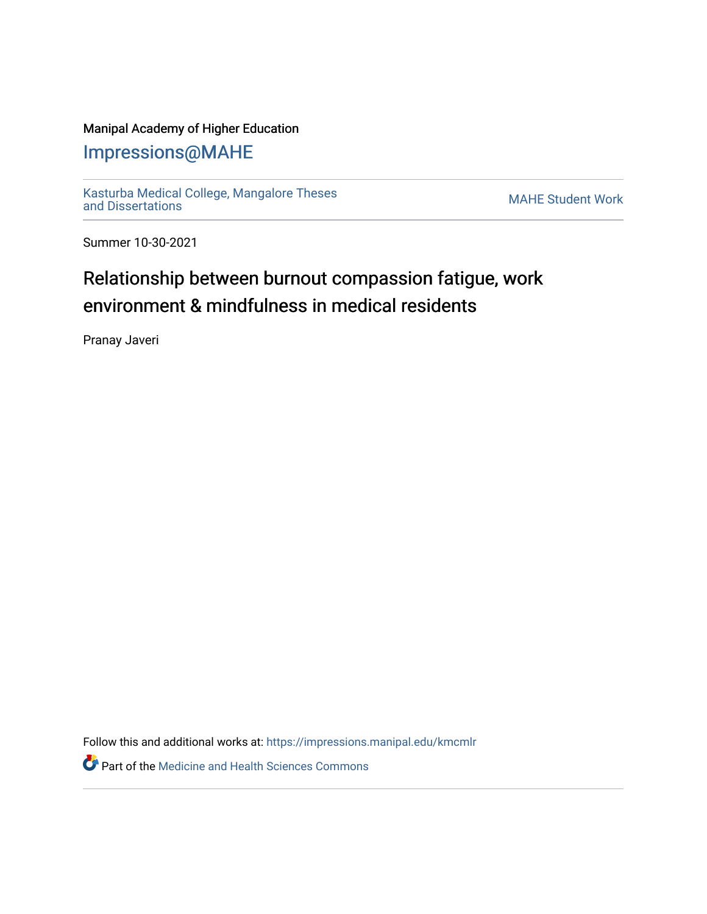Manipal Academy of Higher Education

Impressions@MAHE

Kasturba Medical College, Mangalore Theses and Dissertations

MAHE Student Work

Summer 10-30-2021

# Relationship between burnout compassion fatigue, work environment & mindfulness in medical residents

Pranay Javeri

Follow this and additional works at: https://impressions.manipal.edu/kmcmlr

Part of the Medicine and Health Sciences Commons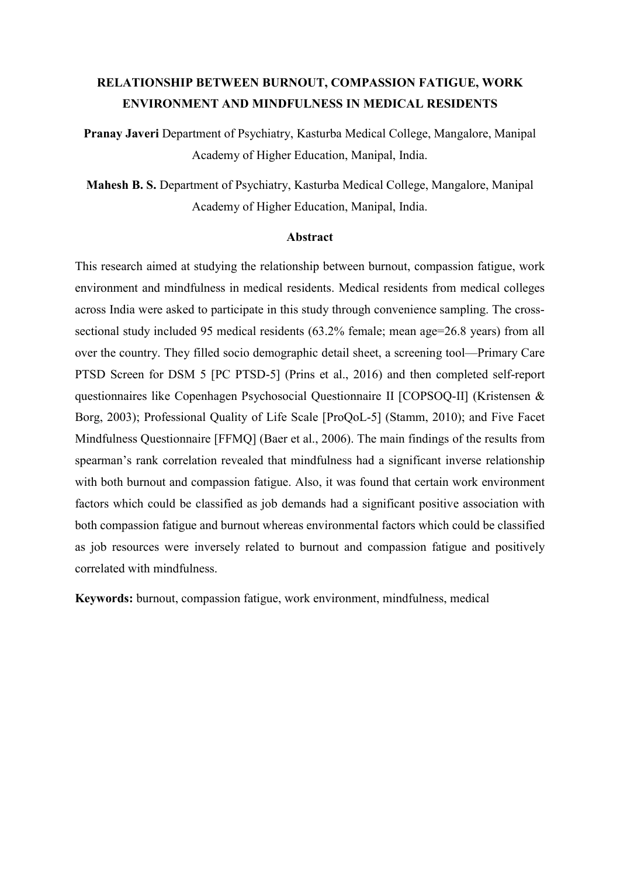# RELATIONSHIP BETWEEN BURNOUT, COMPASSION FATIGUE, WORK ENVIRONMENT AND MINDFULNESS IN MEDICAL RESIDENTS

**Pranay Javeri** Department of Psychiatry, Kasturba Medical College, Mangalore, Manipal Academy of Higher Education, Manipal, India.

**Mahesh B. S.** Department of Psychiatry, Kasturba Medical College, Mangalore, Manipal Academy of Higher Education, Manipal, India.

## Abstract

This research aimed at studying the relationship between burnout, compassion fatigue, work environment and mindfulness in medical residents. Medical residents from medical colleges across India were asked to participate in this study through convenience sampling. The cross-sectional study included 95 medical residents (63.2% female; mean age=26.8 years) from all over the country. They filled socio demographic detail sheet, a screening tool—Primary Care PTSD Screen for DSM 5 [PC PTSD-5] (Prins et al., 2016) and then completed self-report questionnaires like Copenhagen Psychosocial Questionnaire II [COPSOQ-II] (Kristensen & Borg, 2003); Professional Quality of Life Scale [ProQoL-5] (Stamm, 2010); and Five Facet Mindfulness Questionnaire [FFMQ] (Baer et al., 2006). The main findings of the results from spearman's rank correlation revealed that mindfulness had a significant inverse relationship with both burnout and compassion fatigue. Also, it was found that certain work environment factors which could be classified as job demands had a significant positive association with both compassion fatigue and burnout whereas environmental factors which could be classified as job resources were inversely related to burnout and compassion fatigue and positively correlated with mindfulness.

**Keywords:** burnout, compassion fatigue, work environment, mindfulness, medical